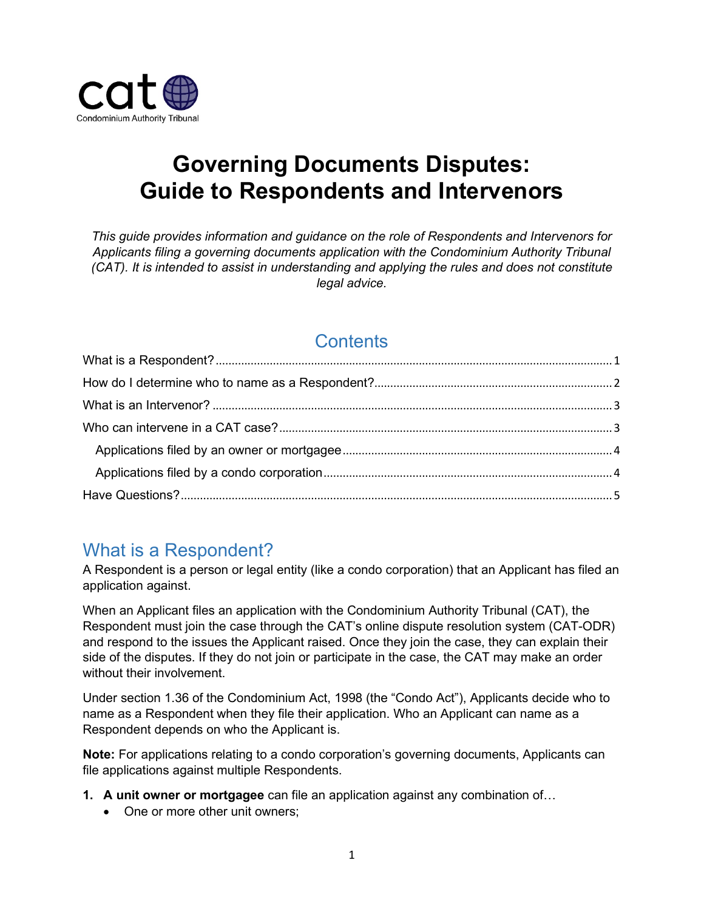Condominium Authority Tribunal

# Governing Documents Disputes: Guide to Respondents and Intervenors

*This guide provides information and guidance on the role of Respondents and Intervenors for Applicants filing a governing documents application with the Condominium Authority Tribunal (CAT). It is intended to assist in understanding and applying the rules and does not constitute legal advice.*

## Contents

- What is a Respondent? ........ 1
- How do I determine who to name as a Respondent? ........ 2
- What is an Intervenor? ........ 3
- Who can intervene in a CAT case? ........ 3
  - Applications filed by an owner or mortgagee ........ 4
  - Applications filed by a condo corporation ........ 4
- Have Questions? ........ 5

## What is a Respondent?

A Respondent is a person or legal entity (like a condo corporation) that an Applicant has filed an application against.

When an Applicant files an application with the Condominium Authority Tribunal (CAT), the Respondent must join the case through the CAT's online dispute resolution system (CAT-ODR) and respond to the issues the Applicant raised. Once they join the case, they can explain their side of the disputes. If they do not join or participate in the case, the CAT may make an order without their involvement.

Under section 1.36 of the Condominium Act, 1998 (the "Condo Act"), Applicants decide who to name as a Respondent when they file their application. Who an Applicant can name as a Respondent depends on who the Applicant is.

**Note:** For applications relating to a condo corporation's governing documents, Applicants can file applications against multiple Respondents.

1. **A unit owner or mortgagee** can file an application against any combination of…
   - One or more other unit owners;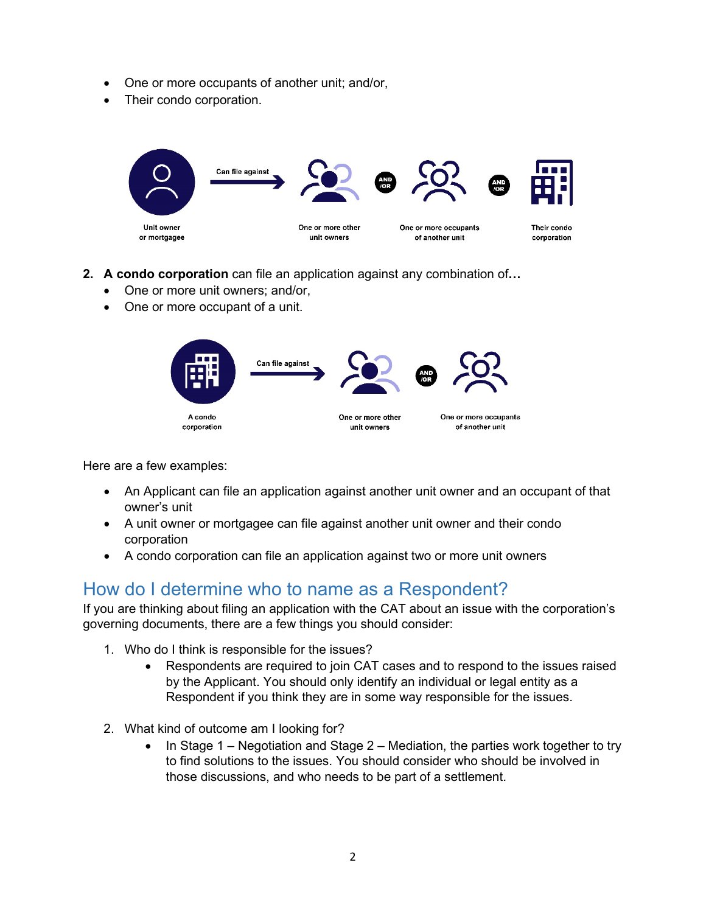- One or more occupants of another unit; and/or,
- Their condo corporation.

Unit owner or mortgagee — Can file against → One or more other unit owners AND/OR One or more occupants of another unit AND/OR Their condo corporation

2. **A condo corporation** can file an application against any combination of**…**
   - One or more unit owners; and/or,
   - One or more occupant of a unit.

A condo corporation — Can file against → One or more other unit owners AND/OR One or more occupants of another unit

Here are a few examples:

- An Applicant can file an application against another unit owner and an occupant of that owner's unit
- A unit owner or mortgagee can file against another unit owner and their condo corporation
- A condo corporation can file an application against two or more unit owners

## How do I determine who to name as a Respondent?

If you are thinking about filing an application with the CAT about an issue with the corporation's governing documents, there are a few things you should consider:

1. Who do I think is responsible for the issues?
   - Respondents are required to join CAT cases and to respond to the issues raised by the Applicant. You should only identify an individual or legal entity as a Respondent if you think they are in some way responsible for the issues.

2. What kind of outcome am I looking for?
   - In Stage 1 – Negotiation and Stage 2 – Mediation, the parties work together to try to find solutions to the issues. You should consider who should be involved in those discussions, and who needs to be part of a settlement.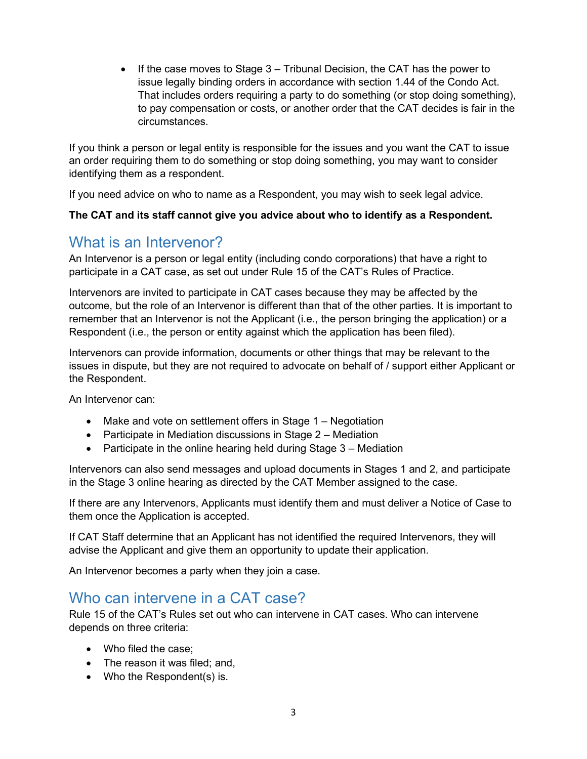- If the case moves to Stage 3 – Tribunal Decision, the CAT has the power to issue legally binding orders in accordance with section 1.44 of the Condo Act. That includes orders requiring a party to do something (or stop doing something), to pay compensation or costs, or another order that the CAT decides is fair in the circumstances.

If you think a person or legal entity is responsible for the issues and you want the CAT to issue an order requiring them to do something or stop doing something, you may want to consider identifying them as a respondent.

If you need advice on who to name as a Respondent, you may wish to seek legal advice.

**The CAT and its staff cannot give you advice about who to identify as a Respondent.**

## What is an Intervenor?

An Intervenor is a person or legal entity (including condo corporations) that have a right to participate in a CAT case, as set out under Rule 15 of the CAT's Rules of Practice.

Intervenors are invited to participate in CAT cases because they may be affected by the outcome, but the role of an Intervenor is different than that of the other parties. It is important to remember that an Intervenor is not the Applicant (i.e., the person bringing the application) or a Respondent (i.e., the person or entity against which the application has been filed).

Intervenors can provide information, documents or other things that may be relevant to the issues in dispute, but they are not required to advocate on behalf of / support either Applicant or the Respondent.

An Intervenor can:

- Make and vote on settlement offers in Stage 1 – Negotiation
- Participate in Mediation discussions in Stage 2 – Mediation
- Participate in the online hearing held during Stage 3 – Mediation

Intervenors can also send messages and upload documents in Stages 1 and 2, and participate in the Stage 3 online hearing as directed by the CAT Member assigned to the case.

If there are any Intervenors, Applicants must identify them and must deliver a Notice of Case to them once the Application is accepted.

If CAT Staff determine that an Applicant has not identified the required Intervenors, they will advise the Applicant and give them an opportunity to update their application.

An Intervenor becomes a party when they join a case.

## Who can intervene in a CAT case?

Rule 15 of the CAT's Rules set out who can intervene in CAT cases. Who can intervene depends on three criteria:

- Who filed the case;
- The reason it was filed; and,
- Who the Respondent(s) is.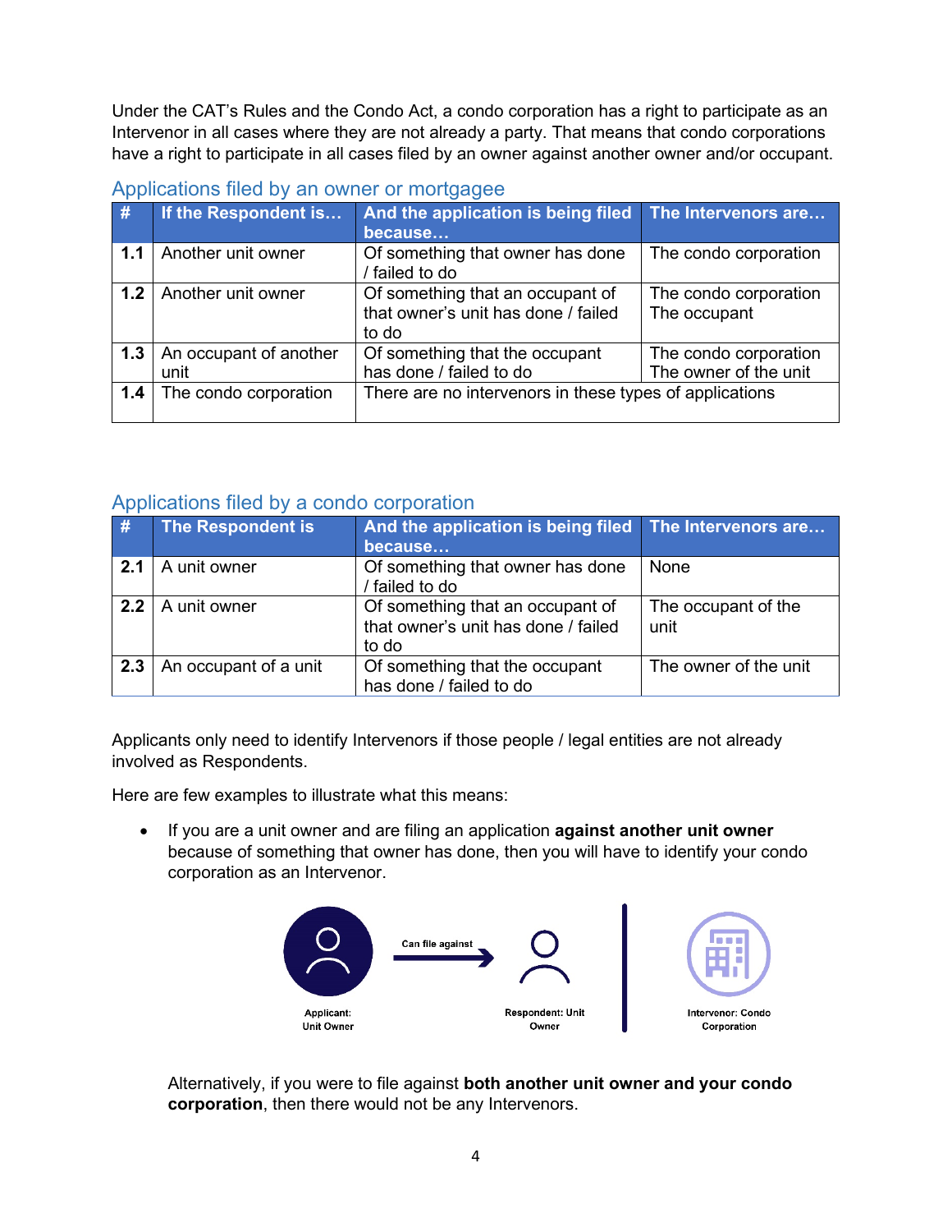Under the CAT's Rules and the Condo Act, a condo corporation has a right to participate as an Intervenor in all cases where they are not already a party. That means that condo corporations have a right to participate in all cases filed by an owner against another owner and/or occupant.

## Applications filed by an owner or mortgagee

| # | If the Respondent is… | And the application is being filed because… | The Intervenors are… |
|---|---|---|---|
| **1.1** | Another unit owner | Of something that owner has done / failed to do | The condo corporation |
| **1.2** | Another unit owner | Of something that an occupant of that owner's unit has done / failed to do | The condo corporation<br>The occupant |
| **1.3** | An occupant of another unit | Of something that the occupant has done / failed to do | The condo corporation<br>The owner of the unit |
| **1.4** | The condo corporation | There are no intervenors in these types of applications | |

## Applications filed by a condo corporation

| # | The Respondent is | And the application is being filed because… | The Intervenors are… |
|---|---|---|---|
| **2.1** | A unit owner | Of something that owner has done / failed to do | None |
| **2.2** | A unit owner | Of something that an occupant of that owner's unit has done / failed to do | The occupant of the unit |
| **2.3** | An occupant of a unit | Of something that the occupant has done / failed to do | The owner of the unit |

Applicants only need to identify Intervenors if those people / legal entities are not already involved as Respondents.

Here are few examples to illustrate what this means:

- If you are a unit owner and are filing an application **against another unit owner** because of something that owner has done, then you will have to identify your condo corporation as an Intervenor.

Applicant: Unit Owner — Can file against → Respondent: Unit Owner | Intervenor: Condo Corporation

Alternatively, if you were to file against **both another unit owner and your condo corporation**, then there would not be any Intervenors.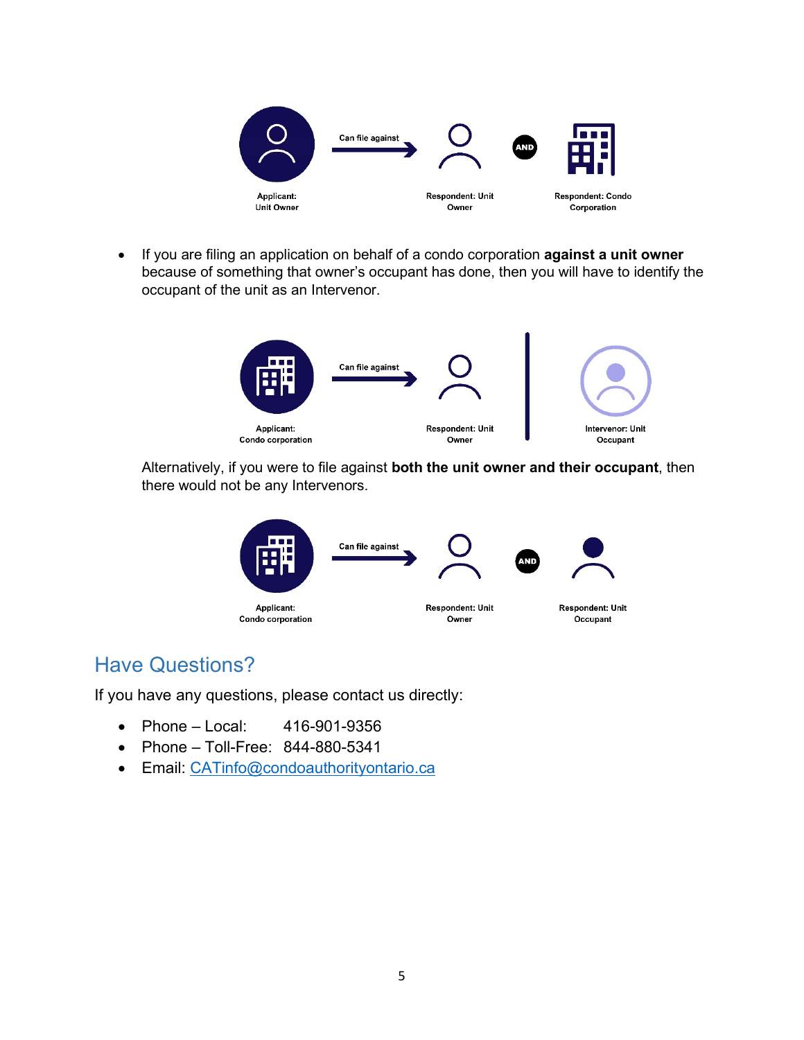Can file against

Applicant:
Unit Owner

Respondent: Unit
Owner

AND

Respondent: Condo
Corporation

- If you are filing an application on behalf of a condo corporation **against a unit owner** because of something that owner's occupant has done, then you will have to identify the occupant of the unit as an Intervenor.

Can file against

Applicant:
Condo corporation

Respondent: Unit
Owner

Intervenor: Unit
Occupant

Alternatively, if you were to file against **both the unit owner and their occupant**, then there would not be any Intervenors.

Can file against

Applicant:
Condo corporation

Respondent: Unit
Owner

AND

Respondent: Unit
Occupant

## Have Questions?

If you have any questions, please contact us directly:

- Phone – Local: 416-901-9356
- Phone – Toll-Free: 844-880-5341
- Email: CATinfo@condoauthorityontario.ca